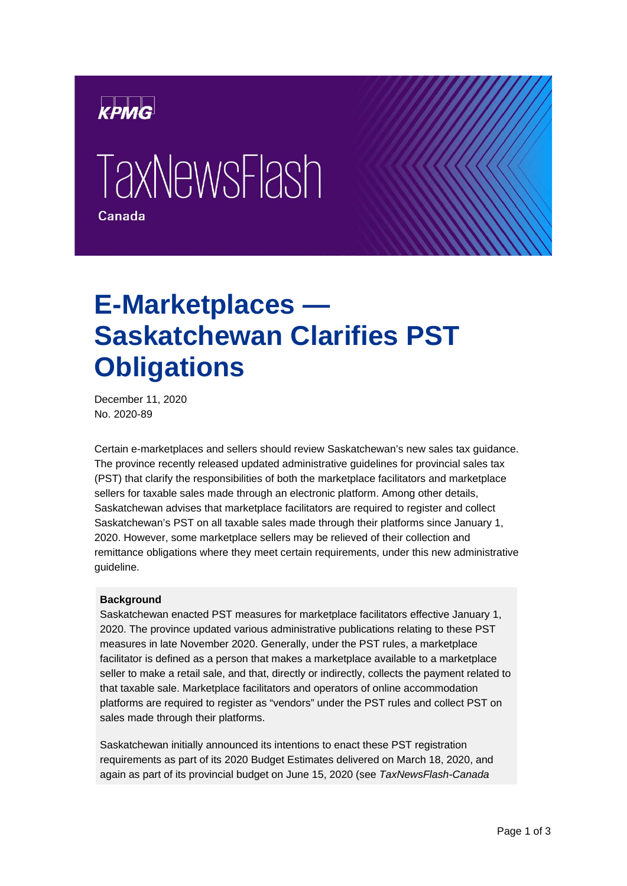KPMG

TaxNewsFlash

Canada

# E-Marketplaces — Saskatchewan Clarifies PST Obligations

December 11, 2020
No. 2020-89

Certain e-marketplaces and sellers should review Saskatchewan's new sales tax guidance. The province recently released updated administrative guidelines for provincial sales tax (PST) that clarify the responsibilities of both the marketplace facilitators and marketplace sellers for taxable sales made through an electronic platform. Among other details, Saskatchewan advises that marketplace facilitators are required to register and collect Saskatchewan's PST on all taxable sales made through their platforms since January 1, 2020. However, some marketplace sellers may be relieved of their collection and remittance obligations where they meet certain requirements, under this new administrative guideline.

**Background**
Saskatchewan enacted PST measures for marketplace facilitators effective January 1, 2020. The province updated various administrative publications relating to these PST measures in late November 2020. Generally, under the PST rules, a marketplace facilitator is defined as a person that makes a marketplace available to a marketplace seller to make a retail sale, and that, directly or indirectly, collects the payment related to that taxable sale. Marketplace facilitators and operators of online accommodation platforms are required to register as "vendors" under the PST rules and collect PST on sales made through their platforms.

Saskatchewan initially announced its intentions to enact these PST registration requirements as part of its 2020 Budget Estimates delivered on March 18, 2020, and again as part of its provincial budget on June 15, 2020 (see *TaxNewsFlash-Canada*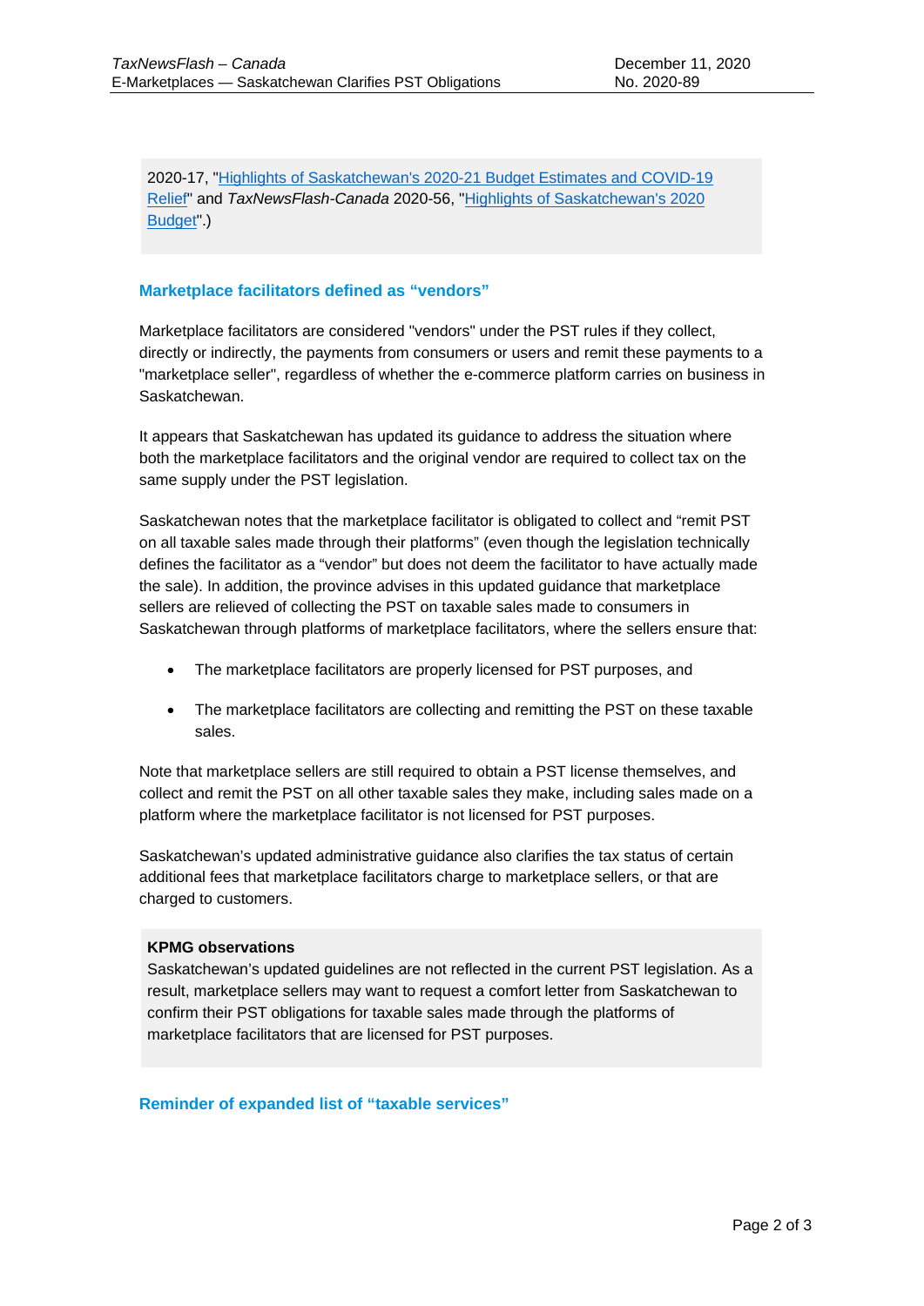2020-17, "Highlights of Saskatchewan's 2020-21 Budget Estimates and COVID-19 Relief" and *TaxNewsFlash-Canada* 2020-56, "Highlights of Saskatchewan's 2020 Budget".)

## Marketplace facilitators defined as "vendors"

Marketplace facilitators are considered "vendors" under the PST rules if they collect, directly or indirectly, the payments from consumers or users and remit these payments to a "marketplace seller", regardless of whether the e-commerce platform carries on business in Saskatchewan.

It appears that Saskatchewan has updated its guidance to address the situation where both the marketplace facilitators and the original vendor are required to collect tax on the same supply under the PST legislation.

Saskatchewan notes that the marketplace facilitator is obligated to collect and "remit PST on all taxable sales made through their platforms" (even though the legislation technically defines the facilitator as a "vendor" but does not deem the facilitator to have actually made the sale). In addition, the province advises in this updated guidance that marketplace sellers are relieved of collecting the PST on taxable sales made to consumers in Saskatchewan through platforms of marketplace facilitators, where the sellers ensure that:

- The marketplace facilitators are properly licensed for PST purposes, and
- The marketplace facilitators are collecting and remitting the PST on these taxable sales.

Note that marketplace sellers are still required to obtain a PST license themselves, and collect and remit the PST on all other taxable sales they make, including sales made on a platform where the marketplace facilitator is not licensed for PST purposes.

Saskatchewan's updated administrative guidance also clarifies the tax status of certain additional fees that marketplace facilitators charge to marketplace sellers, or that are charged to customers.

**KPMG observations**
Saskatchewan's updated guidelines are not reflected in the current PST legislation. As a result, marketplace sellers may want to request a comfort letter from Saskatchewan to confirm their PST obligations for taxable sales made through the platforms of marketplace facilitators that are licensed for PST purposes.

## Reminder of expanded list of "taxable services"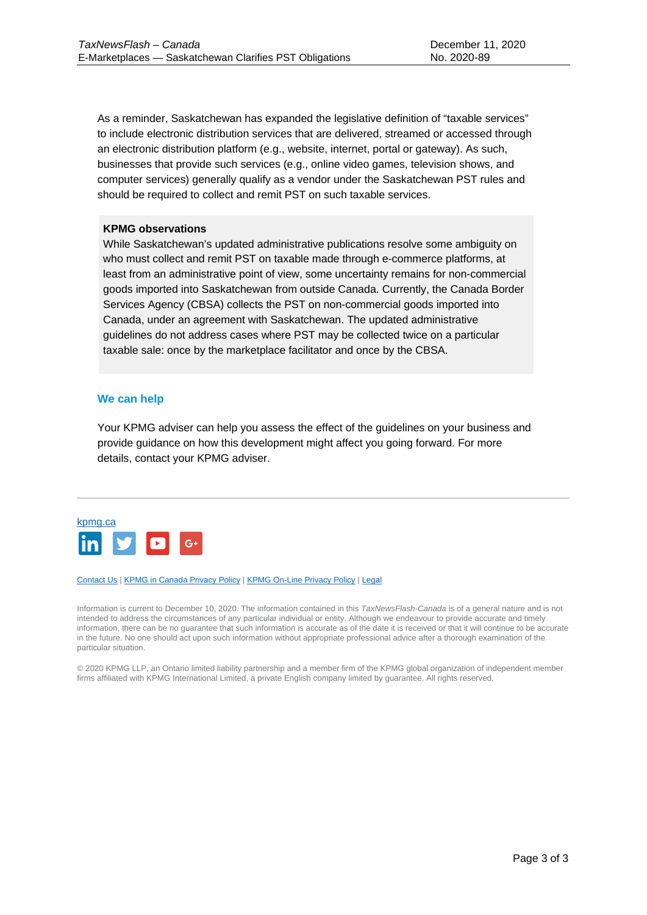As a reminder, Saskatchewan has expanded the legislative definition of "taxable services" to include electronic distribution services that are delivered, streamed or accessed through an electronic distribution platform (e.g., website, internet, portal or gateway). As such, businesses that provide such services (e.g., online video games, television shows, and computer services) generally qualify as a vendor under the Saskatchewan PST rules and should be required to collect and remit PST on such taxable services.

**KPMG observations**

While Saskatchewan's updated administrative publications resolve some ambiguity on who must collect and remit PST on taxable made through e-commerce platforms, at least from an administrative point of view, some uncertainty remains for non-commercial goods imported into Saskatchewan from outside Canada. Currently, the Canada Border Services Agency (CBSA) collects the PST on non-commercial goods imported into Canada, under an agreement with Saskatchewan. The updated administrative guidelines do not address cases where PST may be collected twice on a particular taxable sale: once by the marketplace facilitator and once by the CBSA.

## We can help

Your KPMG adviser can help you assess the effect of the guidelines on your business and provide guidance on how this development might affect you going forward. For more details, contact your KPMG adviser.

---

kpmg.ca

Contact Us | KPMG in Canada Privacy Policy | KPMG On-Line Privacy Policy | Legal

Information is current to December 10, 2020. The information contained in this *TaxNewsFlash-Canada* is of a general nature and is not intended to address the circumstances of any particular individual or entity. Although we endeavour to provide accurate and timely information, there can be no guarantee that such information is accurate as of the date it is received or that it will continue to be accurate in the future. No one should act upon such information without appropriate professional advice after a thorough examination of the particular situation.

© 2020 KPMG LLP, an Ontario limited liability partnership and a member firm of the KPMG global organization of independent member firms affiliated with KPMG International Limited, a private English company limited by guarantee. All rights reserved.